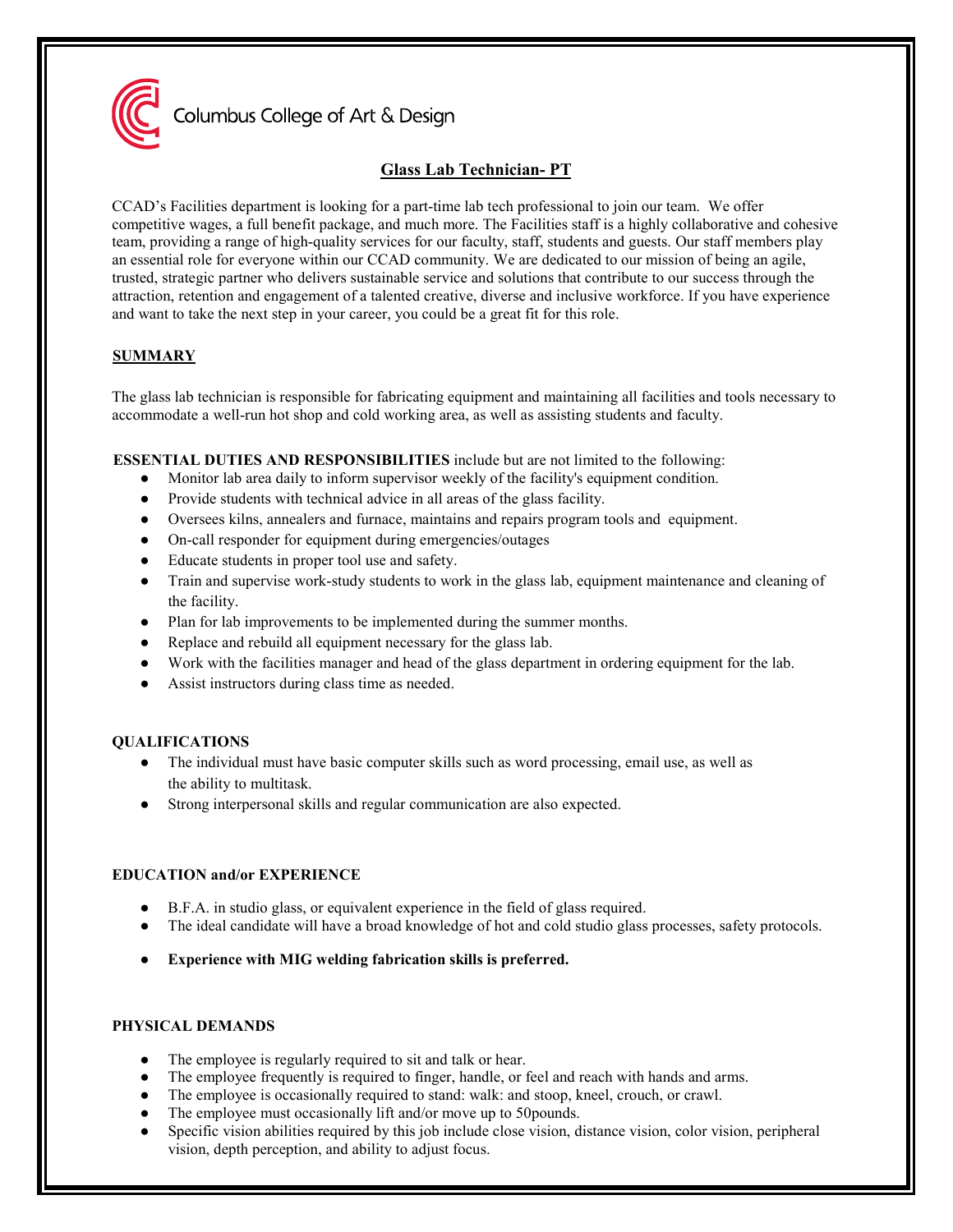Columbus College of Art & Design

# Glass Lab Technician- PT

CCAD's Facilities department is looking for a part-time lab tech professional to join our team. We offer competitive wages, a full benefit package, and much more. The Facilities staff is a highly collaborative and cohesive team, providing a range of high-quality services for our faculty, staff, students and guests. Our staff members play an essential role for everyone within our CCAD community. We are dedicated to our mission of being an agile, trusted, strategic partner who delivers sustainable service and solutions that contribute to our success through the attraction, retention and engagement of a talented creative, diverse and inclusive workforce. If you have experience and want to take the next step in your career, you could be a great fit for this role.

## SUMMARY

The glass lab technician is responsible for fabricating equipment and maintaining all facilities and tools necessary to accommodate a well-run hot shop and cold working area, as well as assisting students and faculty.

**ESSENTIAL DUTIES AND RESPONSIBILITIES** include but are not limited to the following:

- Monitor lab area daily to inform supervisor weekly of the facility's equipment condition.
- Provide students with technical advice in all areas of the glass facility.
- Oversees kilns, annealers and furnace, maintains and repairs program tools and equipment.
- On-call responder for equipment during emergencies/outages
- Educate students in proper tool use and safety.
- Train and supervise work-study students to work in the glass lab, equipment maintenance and cleaning of the facility.
- Plan for lab improvements to be implemented during the summer months.
- Replace and rebuild all equipment necessary for the glass lab.
- Work with the facilities manager and head of the glass department in ordering equipment for the lab.
- Assist instructors during class time as needed.

## QUALIFICATIONS

- The individual must have basic computer skills such as word processing, email use, as well as the ability to multitask.
- Strong interpersonal skills and regular communication are also expected.

## EDUCATION and/or EXPERIENCE

- B.F.A. in studio glass, or equivalent experience in the field of glass required.
- The ideal candidate will have a broad knowledge of hot and cold studio glass processes, safety protocols.
- **Experience with MIG welding fabrication skills is preferred.**

## PHYSICAL DEMANDS

- The employee is regularly required to sit and talk or hear.
- The employee frequently is required to finger, handle, or feel and reach with hands and arms.
- The employee is occasionally required to stand: walk: and stoop, kneel, crouch, or crawl.
- The employee must occasionally lift and/or move up to 50pounds.
- Specific vision abilities required by this job include close vision, distance vision, color vision, peripheral vision, depth perception, and ability to adjust focus.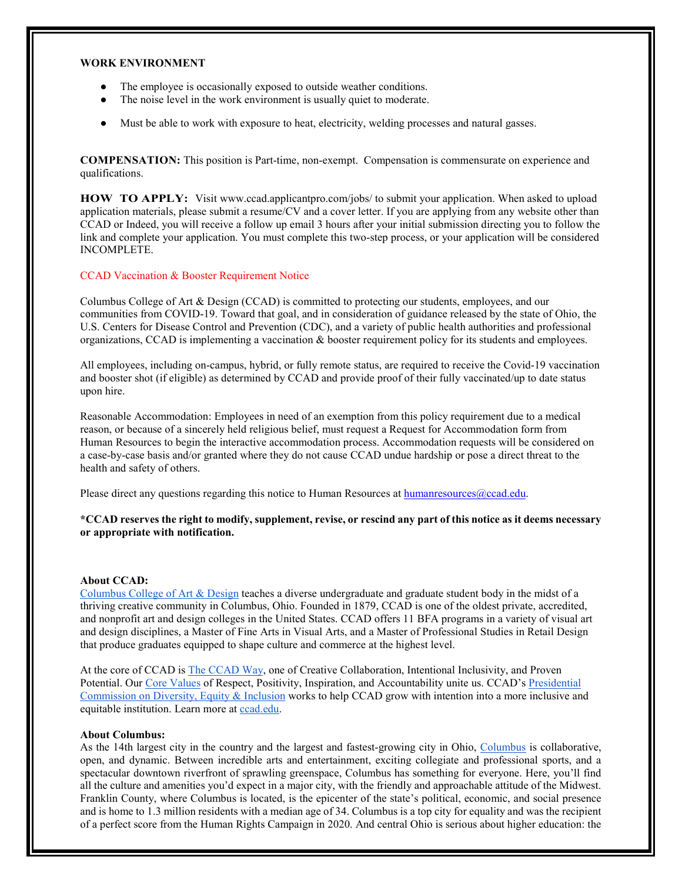**WORK ENVIRONMENT**

- The employee is occasionally exposed to outside weather conditions.
- The noise level in the work environment is usually quiet to moderate.
- Must be able to work with exposure to heat, electricity, welding processes and natural gasses.

**COMPENSATION:** This position is Part-time, non-exempt. Compensation is commensurate on experience and qualifications.

**HOW TO APPLY:** Visit www.ccad.applicantpro.com/jobs/ to submit your application. When asked to upload application materials, please submit a resume/CV and a cover letter. If you are applying from any website other than CCAD or Indeed, you will receive a follow up email 3 hours after your initial submission directing you to follow the link and complete your application. You must complete this two-step process, or your application will be considered INCOMPLETE.

CCAD Vaccination & Booster Requirement Notice

Columbus College of Art & Design (CCAD) is committed to protecting our students, employees, and our communities from COVID-19. Toward that goal, and in consideration of guidance released by the state of Ohio, the U.S. Centers for Disease Control and Prevention (CDC), and a variety of public health authorities and professional organizations, CCAD is implementing a vaccination & booster requirement policy for its students and employees.

All employees, including on-campus, hybrid, or fully remote status, are required to receive the Covid-19 vaccination and booster shot (if eligible) as determined by CCAD and provide proof of their fully vaccinated/up to date status upon hire.

Reasonable Accommodation: Employees in need of an exemption from this policy requirement due to a medical reason, or because of a sincerely held religious belief, must request a Request for Accommodation form from Human Resources to begin the interactive accommodation process. Accommodation requests will be considered on a case-by-case basis and/or granted where they do not cause CCAD undue hardship or pose a direct threat to the health and safety of others.

Please direct any questions regarding this notice to Human Resources at humanresources@ccad.edu.

**\*CCAD reserves the right to modify, supplement, revise, or rescind any part of this notice as it deems necessary or appropriate with notification.**

**About CCAD:**
Columbus College of Art & Design teaches a diverse undergraduate and graduate student body in the midst of a thriving creative community in Columbus, Ohio. Founded in 1879, CCAD is one of the oldest private, accredited, and nonprofit art and design colleges in the United States. CCAD offers 11 BFA programs in a variety of visual art and design disciplines, a Master of Fine Arts in Visual Arts, and a Master of Professional Studies in Retail Design that produce graduates equipped to shape culture and commerce at the highest level.

At the core of CCAD is The CCAD Way, one of Creative Collaboration, Intentional Inclusivity, and Proven Potential. Our Core Values of Respect, Positivity, Inspiration, and Accountability unite us. CCAD's Presidential Commission on Diversity, Equity & Inclusion works to help CCAD grow with intention into a more inclusive and equitable institution. Learn more at ccad.edu.

**About Columbus:**
As the 14th largest city in the country and the largest and fastest-growing city in Ohio, Columbus is collaborative, open, and dynamic. Between incredible arts and entertainment, exciting collegiate and professional sports, and a spectacular downtown riverfront of sprawling greenspace, Columbus has something for everyone. Here, you'll find all the culture and amenities you'd expect in a major city, with the friendly and approachable attitude of the Midwest. Franklin County, where Columbus is located, is the epicenter of the state's political, economic, and social presence and is home to 1.3 million residents with a median age of 34. Columbus is a top city for equality and was the recipient of a perfect score from the Human Rights Campaign in 2020. And central Ohio is serious about higher education: the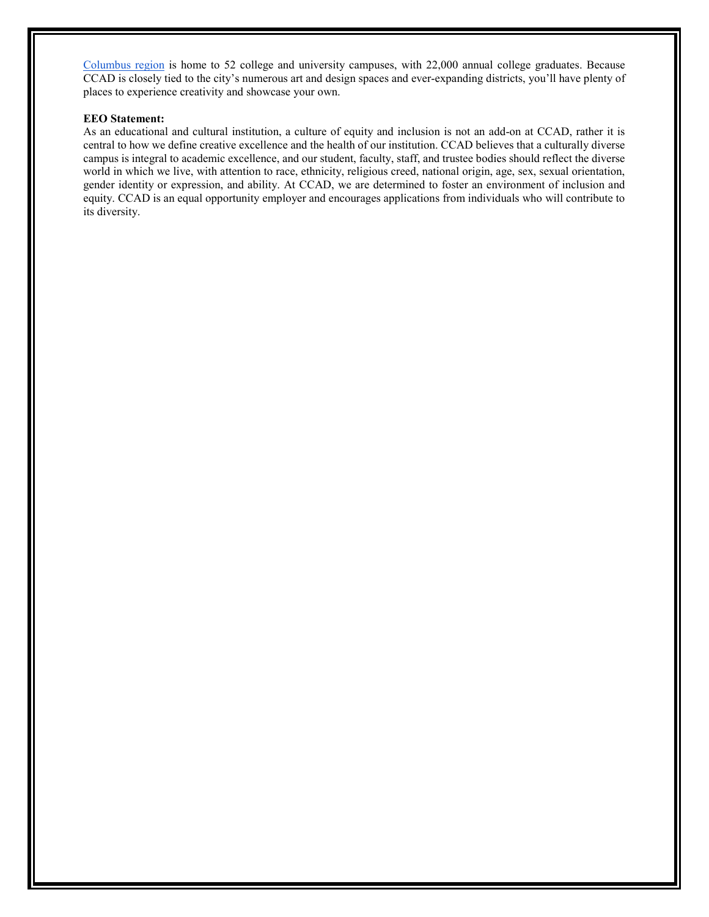[Columbus region](#) is home to 52 college and university campuses, with 22,000 annual college graduates. Because CCAD is closely tied to the city's numerous art and design spaces and ever-expanding districts, you'll have plenty of places to experience creativity and showcase your own.

**EEO Statement:**

As an educational and cultural institution, a culture of equity and inclusion is not an add-on at CCAD, rather it is central to how we define creative excellence and the health of our institution. CCAD believes that a culturally diverse campus is integral to academic excellence, and our student, faculty, staff, and trustee bodies should reflect the diverse world in which we live, with attention to race, ethnicity, religious creed, national origin, age, sex, sexual orientation, gender identity or expression, and ability. At CCAD, we are determined to foster an environment of inclusion and equity. CCAD is an equal opportunity employer and encourages applications from individuals who will contribute to its diversity.